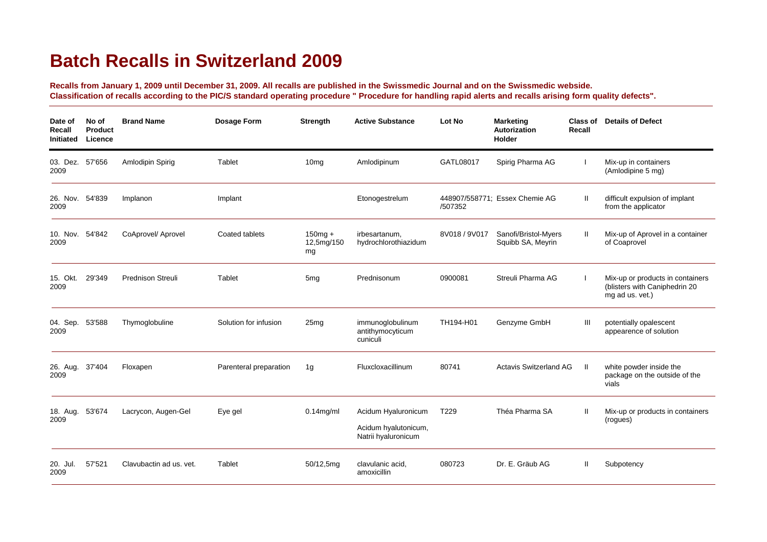# Batch Recalls in Switzerland 2009

**Recalls from January 1, 2009 until December 31, 2009. All recalls are published in the Swissmedic Journal and on the Swissmedic webside. Classification of recalls according to the PIC/S standard operating procedure " Procedure for handling rapid alerts and recalls arising form quality defects".**

| Date of Recall Initiated | No of Product Licence | Brand Name | Dosage Form | Strength | Active Substance | Lot No | Marketing Autorization Holder | Class of Recall | Details of Defect |
|---|---|---|---|---|---|---|---|---|---|
| 03. Dez. 2009 | 57'656 | Amlodipin Spirig | Tablet | 10mg | Amlodipinum | GATL08017 | Spirig Pharma AG | I | Mix-up in containers (Amlodipine 5 mg) |
| 26. Nov. 2009 | 54'839 | Implanon | Implant | | Etonogestrelum | 448907/558771; /507352 | Essex Chemie AG | II | difficult expulsion of implant from the applicator |
| 10. Nov. 2009 | 54'842 | CoAprovel/ Aprovel | Coated tablets | 150mg + 12,5mg/150 mg | irbesartanum, hydrochlorothiazidum | 8V018 / 9V017 | Sanofi/Bristol-Myers Squibb SA, Meyrin | II | Mix-up of Aprovel in a container of Coaprovel |
| 15. Okt. 2009 | 29'349 | Prednison Streuli | Tablet | 5mg | Prednisonum | 0900081 | Streuli Pharma AG | I | Mix-up or products in containers (blisters with Caniphedrin 20 mg ad us. vet.) |
| 04. Sep. 2009 | 53'588 | Thymoglobuline | Solution for infusion | 25mg | immunoglobulinum antithymocyticum cuniculi | TH194-H01 | Genzyme GmbH | III | potentially opalescent appearence of solution |
| 26. Aug. 2009 | 37'404 | Floxapen | Parenteral preparation | 1g | Fluxcloxacillinum | 80741 | Actavis Switzerland AG | II | white powder inside the package on the outside of the vials |
| 18. Aug. 2009 | 53'674 | Lacrycon, Augen-Gel | Eye gel | 0.14mg/ml | Acidum Hyaluronicum<br>Acidum hyalutonicum, Natrii hyaluronicum | T229 | Théa Pharma SA | II | Mix-up or products in containers (rogues) |
| 20. Jul. 2009 | 57'521 | Clavubactin ad us. vet. | Tablet | 50/12,5mg | clavulanic acid, amoxicillin | 080723 | Dr. E. Gräub AG | II | Subpotency |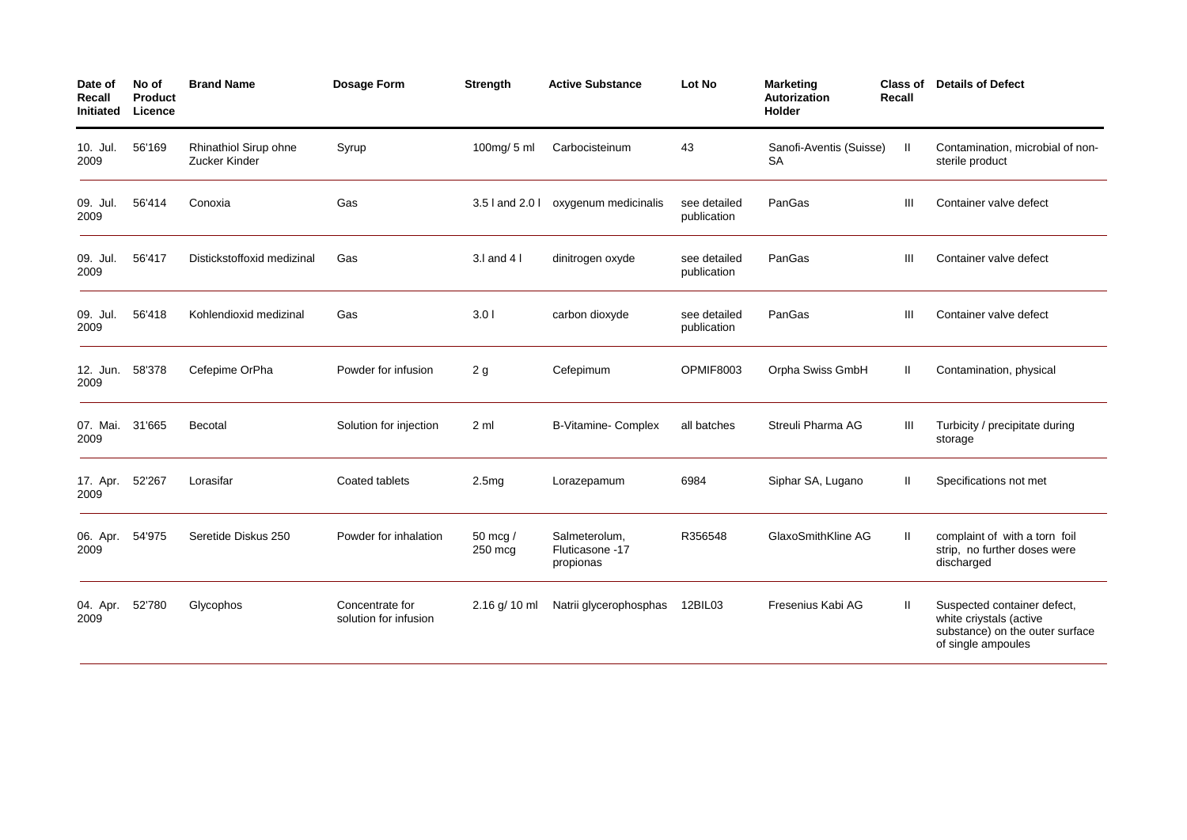| Date of Recall Initiated | No of Product Licence | Brand Name | Dosage Form | Strength | Active Substance | Lot No | Marketing Autorization Holder | Class of Recall | Details of Defect |
|---|---|---|---|---|---|---|---|---|---|
| 10. Jul. 2009 | 56'169 | Rhinathiol Sirup ohne Zucker Kinder | Syrup | 100mg/ 5 ml | Carbocisteinum | 43 | Sanofi-Aventis (Suisse) SA | II | Contamination, microbial of non-sterile product |
| 09. Jul. 2009 | 56'414 | Conoxia | Gas | 3.5 l and 2.0 l | oxygenum medicinalis | see detailed publication | PanGas | III | Container valve defect |
| 09. Jul. 2009 | 56'417 | Distickstoffoxid medizinal | Gas | 3.l and 4 l | dinitrogen oxyde | see detailed publication | PanGas | III | Container valve defect |
| 09. Jul. 2009 | 56'418 | Kohlendioxid medizinal | Gas | 3.0 l | carbon dioxyde | see detailed publication | PanGas | III | Container valve defect |
| 12. Jun. 2009 | 58'378 | Cefepime OrPha | Powder for infusion | 2 g | Cefepimum | OPMIF8003 | Orpha Swiss GmbH | II | Contamination, physical |
| 07. Mai. 2009 | 31'665 | Becotal | Solution for injection | 2 ml | B-Vitamine- Complex | all batches | Streuli Pharma AG | III | Turbicity / precipitate during storage |
| 17. Apr. 2009 | 52'267 | Lorasifar | Coated tablets | 2.5mg | Lorazepamum | 6984 | Siphar SA, Lugano | II | Specifications not met |
| 06. Apr. 2009 | 54'975 | Seretide Diskus 250 | Powder for inhalation | 50 mcg / 250 mcg | Salmeterolum, Fluticasone -17 propionas | R356548 | GlaxoSmithKline AG | II | complaint of with a torn foil strip, no further doses were discharged |
| 04. Apr. 2009 | 52'780 | Glycophos | Concentrate for solution for infusion | 2.16 g/ 10 ml | Natrii glycerophosphas | 12BIL03 | Fresenius Kabi AG | II | Suspected container defect, white criystals (active substance) on the outer surface of single ampoules |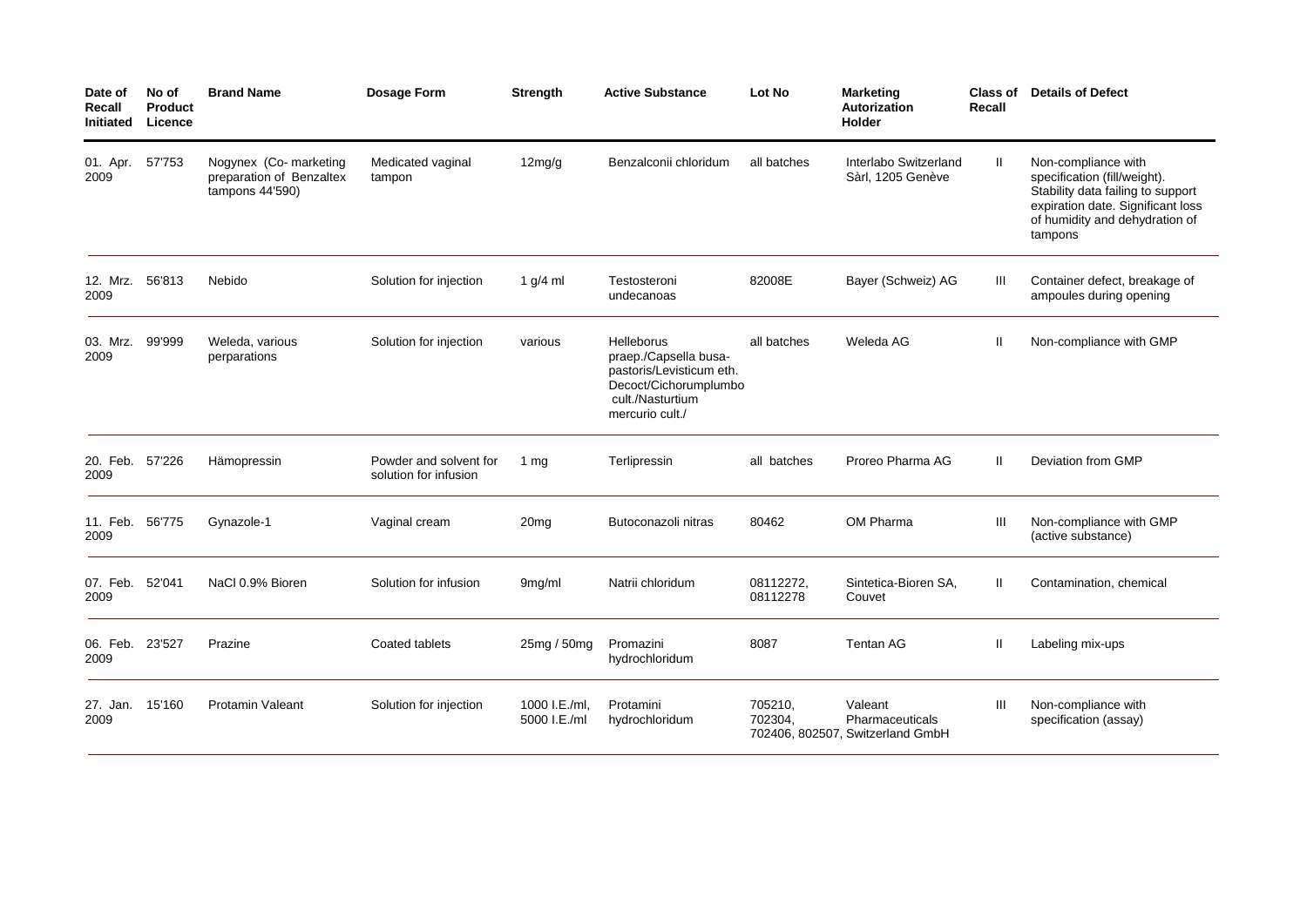| Date of Recall Initiated | No of Product Licence | Brand Name | Dosage Form | Strength | Active Substance | Lot No | Marketing Autorization Holder | Class of Recall | Details of Defect |
|---|---|---|---|---|---|---|---|---|---|
| 01. Apr. 2009 | 57'753 | Nogynex (Co- marketing preparation of Benzaltex tampons 44'590) | Medicated vaginal tampon | 12mg/g | Benzalconii chloridum | all batches | Interlabo Switzerland Sàrl, 1205 Genève | II | Non-compliance with specification (fill/weight). Stability data failing to support expiration date. Significant loss of humidity and dehydration of tampons |
| 12. Mrz. 2009 | 56'813 | Nebido | Solution for injection | 1 g/4 ml | Testosteroni undecanoas | 82008E | Bayer (Schweiz) AG | III | Container defect, breakage of ampoules during opening |
| 03. Mrz. 2009 | 99'999 | Weleda, various perparations | Solution for injection | various | Helleborus praep./Capsella busa-pastoris/Levisticum eth. Decoct/Cichorumplumbo cult./Nasturtium mercurio cult./ | all batches | Weleda AG | II | Non-compliance with GMP |
| 20. Feb. 2009 | 57'226 | Hämopressin | Powder and solvent for solution for infusion | 1 mg | Terlipressin | all batches | Proreo Pharma AG | II | Deviation from GMP |
| 11. Feb. 2009 | 56'775 | Gynazole-1 | Vaginal cream | 20mg | Butoconazoli nitras | 80462 | OM Pharma | III | Non-compliance with GMP (active substance) |
| 07. Feb. 2009 | 52'041 | NaCl 0.9% Bioren | Solution for infusion | 9mg/ml | Natrii chloridum | 08112272, 08112278 | Sintetica-Bioren SA, Couvet | II | Contamination, chemical |
| 06. Feb. 2009 | 23'527 | Prazine | Coated tablets | 25mg / 50mg | Promazini hydrochloridum | 8087 | Tentan AG | II | Labeling mix-ups |
| 27. Jan. 2009 | 15'160 | Protamin Valeant | Solution for injection | 1000 I.E./ml, 5000 I.E./ml | Protamini hydrochloridum | 705210, 702304, 702406, 802507, | Valeant Pharmaceuticals Switzerland GmbH | III | Non-compliance with specification (assay) |